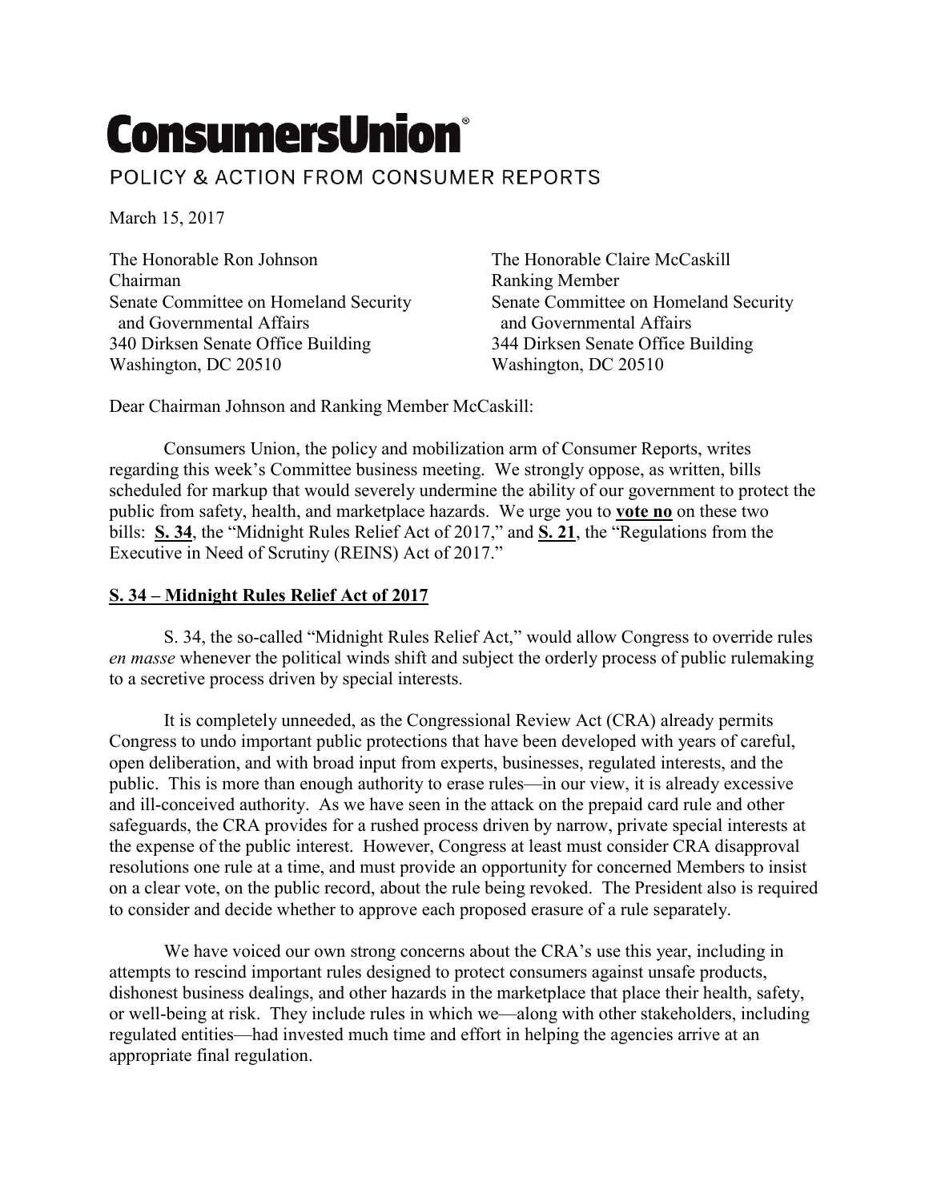# ConsumersUnion®

POLICY & ACTION FROM CONSUMER REPORTS

March 15, 2017

The Honorable Ron Johnson
Chairman
Senate Committee on Homeland Security and Governmental Affairs
340 Dirksen Senate Office Building
Washington, DC 20510

The Honorable Claire McCaskill
Ranking Member
Senate Committee on Homeland Security and Governmental Affairs
344 Dirksen Senate Office Building
Washington, DC 20510

Dear Chairman Johnson and Ranking Member McCaskill:

Consumers Union, the policy and mobilization arm of Consumer Reports, writes regarding this week's Committee business meeting. We strongly oppose, as written, bills scheduled for markup that would severely undermine the ability of our government to protect the public from safety, health, and marketplace hazards. We urge you to **vote no** on these two bills: **S. 34**, the "Midnight Rules Relief Act of 2017," and **S. 21**, the "Regulations from the Executive in Need of Scrutiny (REINS) Act of 2017."

## S. 34 – Midnight Rules Relief Act of 2017

S. 34, the so-called "Midnight Rules Relief Act," would allow Congress to override rules *en masse* whenever the political winds shift and subject the orderly process of public rulemaking to a secretive process driven by special interests.

It is completely unneeded, as the Congressional Review Act (CRA) already permits Congress to undo important public protections that have been developed with years of careful, open deliberation, and with broad input from experts, businesses, regulated interests, and the public. This is more than enough authority to erase rules—in our view, it is already excessive and ill-conceived authority. As we have seen in the attack on the prepaid card rule and other safeguards, the CRA provides for a rushed process driven by narrow, private special interests at the expense of the public interest. However, Congress at least must consider CRA disapproval resolutions one rule at a time, and must provide an opportunity for concerned Members to insist on a clear vote, on the public record, about the rule being revoked. The President also is required to consider and decide whether to approve each proposed erasure of a rule separately.

We have voiced our own strong concerns about the CRA's use this year, including in attempts to rescind important rules designed to protect consumers against unsafe products, dishonest business dealings, and other hazards in the marketplace that place their health, safety, or well-being at risk. They include rules in which we—along with other stakeholders, including regulated entities—had invested much time and effort in helping the agencies arrive at an appropriate final regulation.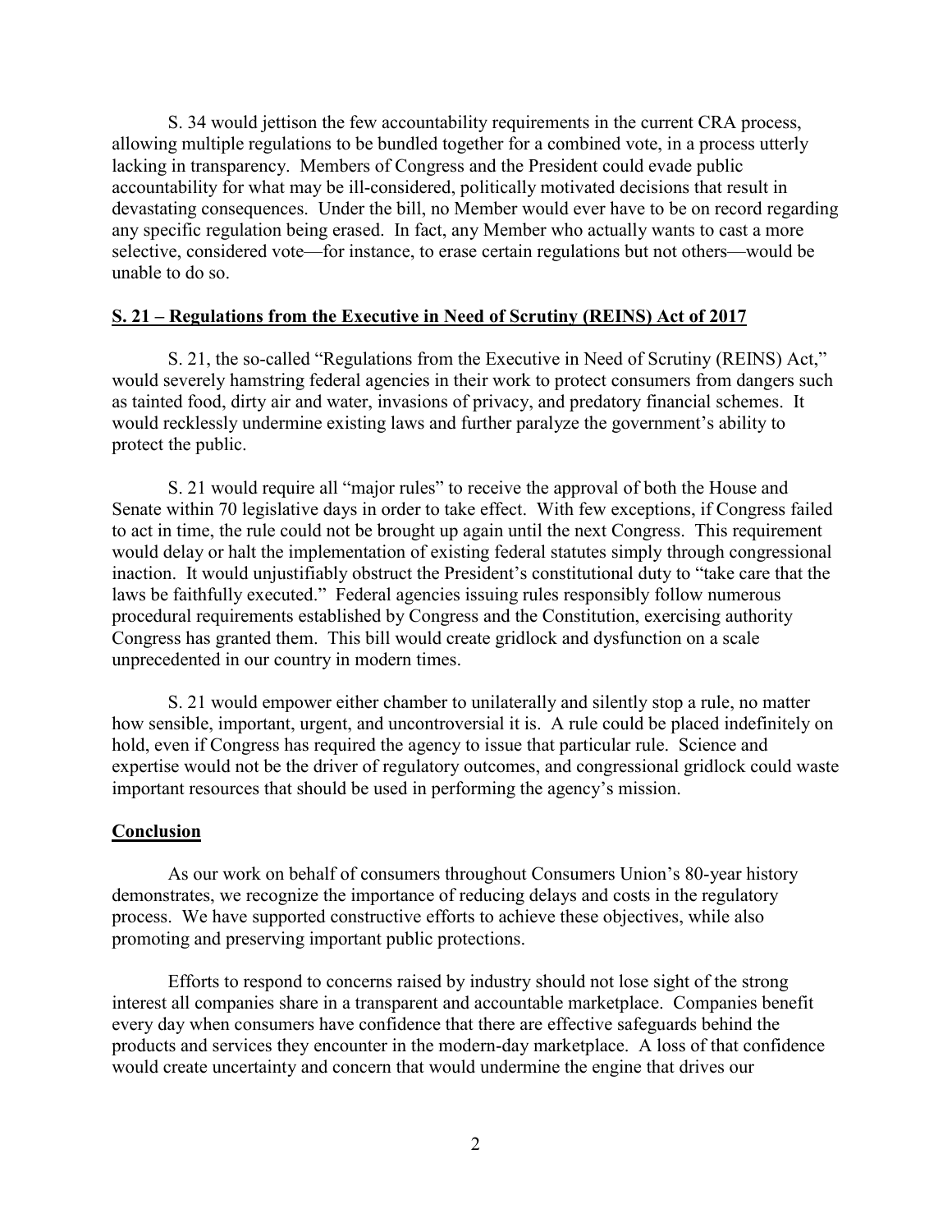S. 34 would jettison the few accountability requirements in the current CRA process, allowing multiple regulations to be bundled together for a combined vote, in a process utterly lacking in transparency. Members of Congress and the President could evade public accountability for what may be ill-considered, politically motivated decisions that result in devastating consequences. Under the bill, no Member would ever have to be on record regarding any specific regulation being erased. In fact, any Member who actually wants to cast a more selective, considered vote—for instance, to erase certain regulations but not others—would be unable to do so.

## S. 21 – Regulations from the Executive in Need of Scrutiny (REINS) Act of 2017

S. 21, the so-called "Regulations from the Executive in Need of Scrutiny (REINS) Act," would severely hamstring federal agencies in their work to protect consumers from dangers such as tainted food, dirty air and water, invasions of privacy, and predatory financial schemes. It would recklessly undermine existing laws and further paralyze the government's ability to protect the public.

S. 21 would require all "major rules" to receive the approval of both the House and Senate within 70 legislative days in order to take effect. With few exceptions, if Congress failed to act in time, the rule could not be brought up again until the next Congress. This requirement would delay or halt the implementation of existing federal statutes simply through congressional inaction. It would unjustifiably obstruct the President's constitutional duty to "take care that the laws be faithfully executed." Federal agencies issuing rules responsibly follow numerous procedural requirements established by Congress and the Constitution, exercising authority Congress has granted them. This bill would create gridlock and dysfunction on a scale unprecedented in our country in modern times.

S. 21 would empower either chamber to unilaterally and silently stop a rule, no matter how sensible, important, urgent, and uncontroversial it is. A rule could be placed indefinitely on hold, even if Congress has required the agency to issue that particular rule. Science and expertise would not be the driver of regulatory outcomes, and congressional gridlock could waste important resources that should be used in performing the agency's mission.

## Conclusion

As our work on behalf of consumers throughout Consumers Union's 80-year history demonstrates, we recognize the importance of reducing delays and costs in the regulatory process. We have supported constructive efforts to achieve these objectives, while also promoting and preserving important public protections.

Efforts to respond to concerns raised by industry should not lose sight of the strong interest all companies share in a transparent and accountable marketplace. Companies benefit every day when consumers have confidence that there are effective safeguards behind the products and services they encounter in the modern-day marketplace. A loss of that confidence would create uncertainty and concern that would undermine the engine that drives our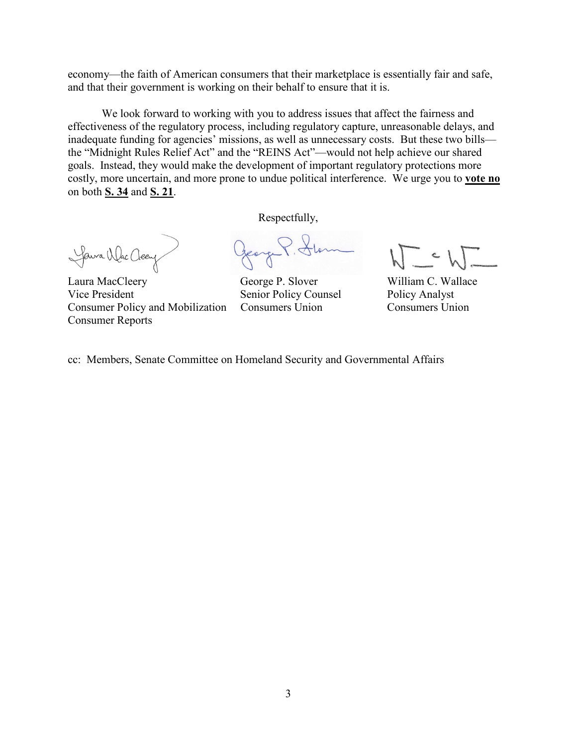economy—the faith of American consumers that their marketplace is essentially fair and safe, and that their government is working on their behalf to ensure that it is.

We look forward to working with you to address issues that affect the fairness and effectiveness of the regulatory process, including regulatory capture, unreasonable delays, and inadequate funding for agencies' missions, as well as unnecessary costs. But these two bills—the "Midnight Rules Relief Act" and the "REINS Act"—would not help achieve our shared goals. Instead, they would make the development of important regulatory protections more costly, more uncertain, and more prone to undue political interference. We urge you to **vote no** on both **S. 34** and **S. 21**.

Respectfully,

Laura MacCleery
Vice President
Consumer Policy and Mobilization
Consumer Reports

George P. Slover
Senior Policy Counsel
Consumers Union

William C. Wallace
Policy Analyst
Consumers Union

cc: Members, Senate Committee on Homeland Security and Governmental Affairs